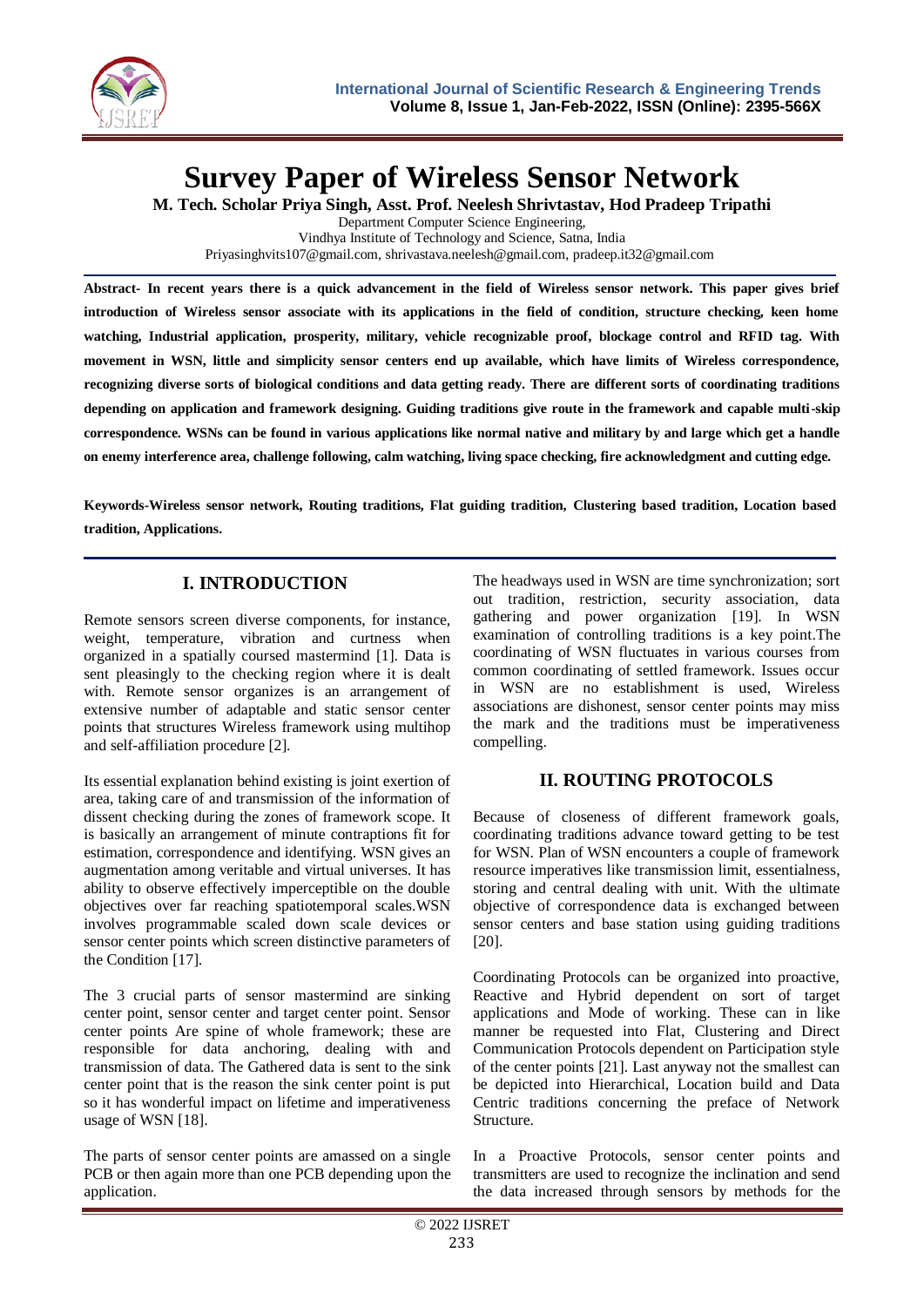# Survey Paper of Wireless Sensor Network

**M. Tech. Scholar Priya Singh, Asst. Prof. Neelesh Shrivtastav, Hod Pradeep Tripathi**

Department Computer Science Engineering,
Vindhya Institute of Technology and Science, Satna, India
Priyasinghvits107@gmail.com, shrivastava.neelesh@gmail.com, pradeep.it32@gmail.com

**Abstract- In recent years there is a quick advancement in the field of Wireless sensor network. This paper gives brief introduction of Wireless sensor associate with its applications in the field of condition, structure checking, keen home watching, Industrial application, prosperity, military, vehicle recognizable proof, blockage control and RFID tag. With movement in WSN, little and simplicity sensor centers end up available, which have limits of Wireless correspondence, recognizing diverse sorts of biological conditions and data getting ready. There are different sorts of coordinating traditions depending on application and framework designing. Guiding traditions give route in the framework and capable multi-skip correspondence. WSNs can be found in various applications like normal native and military by and large which get a handle on enemy interference area, challenge following, calm watching, living space checking, fire acknowledgment and cutting edge.**

**Keywords-Wireless sensor network, Routing traditions, Flat guiding tradition, Clustering based tradition, Location based tradition, Applications.**

## I. INTRODUCTION

Remote sensors screen diverse components, for instance, weight, temperature, vibration and curtness when organized in a spatially coursed mastermind [1]. Data is sent pleasingly to the checking region where it is dealt with. Remote sensor organizes is an arrangement of extensive number of adaptable and static sensor center points that structures Wireless framework using multihop and self-affiliation procedure [2].

Its essential explanation behind existing is joint exertion of area, taking care of and transmission of the information of dissent checking during the zones of framework scope. It is basically an arrangement of minute contraptions fit for estimation, correspondence and identifying. WSN gives an augmentation among veritable and virtual universes. It has ability to observe effectively imperceptible on the double objectives over far reaching spatiotemporal scales.WSN involves programmable scaled down scale devices or sensor center points which screen distinctive parameters of the Condition [17].

The 3 crucial parts of sensor mastermind are sinking center point, sensor center and target center point. Sensor center points Are spine of whole framework; these are responsible for data anchoring, dealing with and transmission of data. The Gathered data is sent to the sink center point that is the reason the sink center point is put so it has wonderful impact on lifetime and imperativeness usage of WSN [18].

The parts of sensor center points are amassed on a single PCB or then again more than one PCB depending upon the application.

The headways used in WSN are time synchronization; sort out tradition, restriction, security association, data gathering and power organization [19]. In WSN examination of controlling traditions is a key point.The coordinating of WSN fluctuates in various courses from common coordinating of settled framework. Issues occur in WSN are no establishment is used, Wireless associations are dishonest, sensor center points may miss the mark and the traditions must be imperativeness compelling.

## II. ROUTING PROTOCOLS

Because of closeness of different framework goals, coordinating traditions advance toward getting to be test for WSN. Plan of WSN encounters a couple of framework resource imperatives like transmission limit, essentialness, storing and central dealing with unit. With the ultimate objective of correspondence data is exchanged between sensor centers and base station using guiding traditions [20].

Coordinating Protocols can be organized into proactive, Reactive and Hybrid dependent on sort of target applications and Mode of working. These can in like manner be requested into Flat, Clustering and Direct Communication Protocols dependent on Participation style of the center points [21]. Last anyway not the smallest can be depicted into Hierarchical, Location build and Data Centric traditions concerning the preface of Network Structure.

In a Proactive Protocols, sensor center points and transmitters are used to recognize the inclination and send the data increased through sensors by methods for the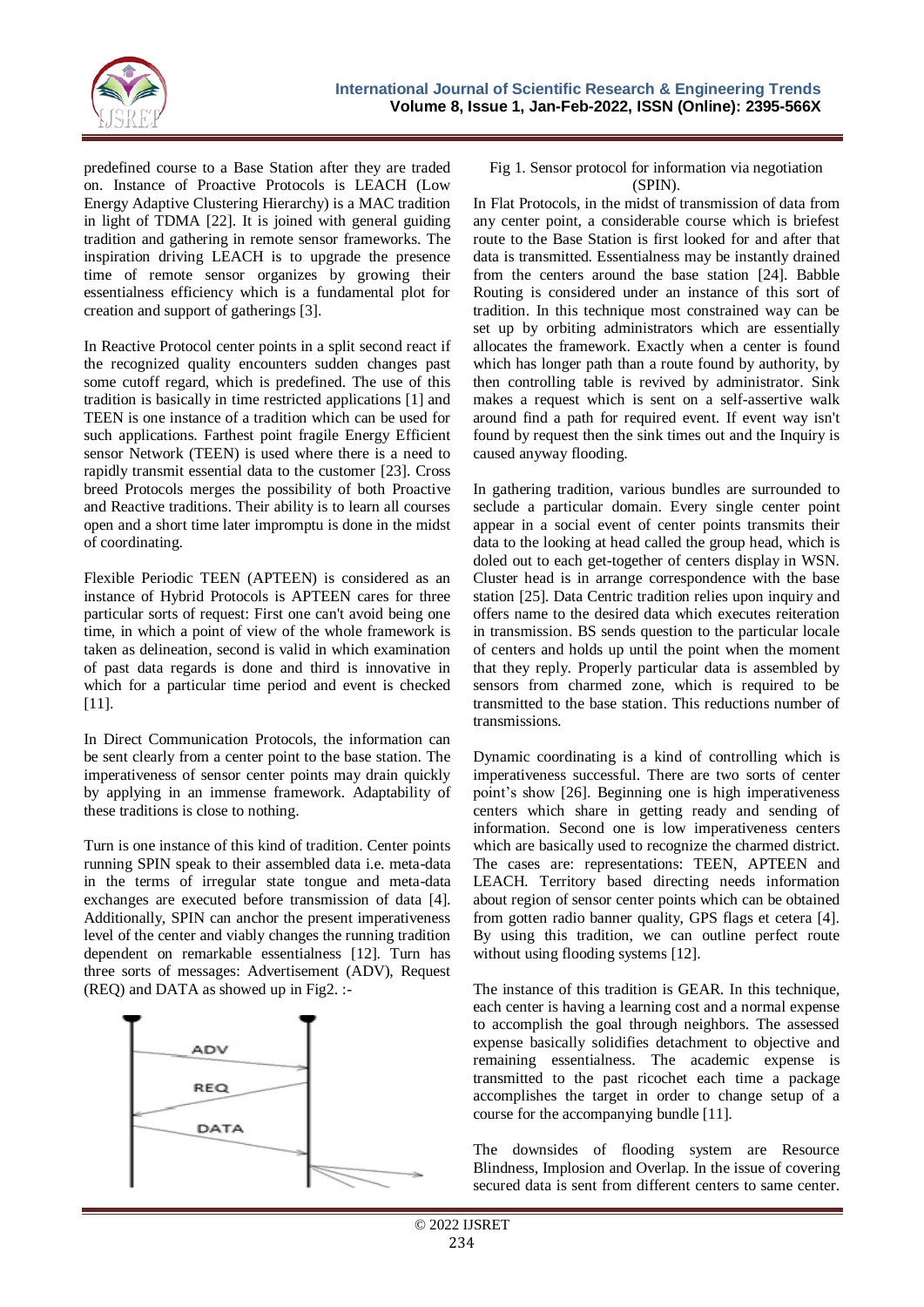predefined course to a Base Station after they are traded on. Instance of Proactive Protocols is LEACH (Low Energy Adaptive Clustering Hierarchy) is a MAC tradition in light of TDMA [22]. It is joined with general guiding tradition and gathering in remote sensor frameworks. The inspiration driving LEACH is to upgrade the presence time of remote sensor organizes by growing their essentialness efficiency which is a fundamental plot for creation and support of gatherings [3].

In Reactive Protocol center points in a split second react if the recognized quality encounters sudden changes past some cutoff regard, which is predefined. The use of this tradition is basically in time restricted applications [1] and TEEN is one instance of a tradition which can be used for such applications. Farthest point fragile Energy Efficient sensor Network (TEEN) is used where there is a need to rapidly transmit essential data to the customer [23]. Cross breed Protocols merges the possibility of both Proactive and Reactive traditions. Their ability is to learn all courses open and a short time later impromptu is done in the midst of coordinating.

Flexible Periodic TEEN (APTEEN) is considered as an instance of Hybrid Protocols is APTEEN cares for three particular sorts of request: First one can't avoid being one time, in which a point of view of the whole framework is taken as delineation, second is valid in which examination of past data regards is done and third is innovative in which for a particular time period and event is checked [11].

In Direct Communication Protocols, the information can be sent clearly from a center point to the base station. The imperativeness of sensor center points may drain quickly by applying in an immense framework. Adaptability of these traditions is close to nothing.

Turn is one instance of this kind of tradition. Center points running SPIN speak to their assembled data i.e. meta-data in the terms of irregular state tongue and meta-data exchanges are executed before transmission of data [4]. Additionally, SPIN can anchor the present imperativeness level of the center and viably changes the running tradition dependent on remarkable essentialness [12]. Turn has three sorts of messages: Advertisement (ADV), Request (REQ) and DATA as showed up in Fig2. :-

Fig 1. Sensor protocol for information via negotiation (SPIN).

In Flat Protocols, in the midst of transmission of data from any center point, a considerable course which is briefest route to the Base Station is first looked for and after that data is transmitted. Essentialness may be instantly drained from the centers around the base station [24]. Babble Routing is considered under an instance of this sort of tradition. In this technique most constrained way can be set up by orbiting administrators which are essentially allocates the framework. Exactly when a center is found which has longer path than a route found by authority, by then controlling table is revived by administrator. Sink makes a request which is sent on a self-assertive walk around find a path for required event. If event way isn't found by request then the sink times out and the Inquiry is caused anyway flooding.

In gathering tradition, various bundles are surrounded to seclude a particular domain. Every single center point appear in a social event of center points transmits their data to the looking at head called the group head, which is doled out to each get-together of centers display in WSN. Cluster head is in arrange correspondence with the base station [25]. Data Centric tradition relies upon inquiry and offers name to the desired data which executes reiteration in transmission. BS sends question to the particular locale of centers and holds up until the point when the moment that they reply. Properly particular data is assembled by sensors from charmed zone, which is required to be transmitted to the base station. This reductions number of transmissions.

Dynamic coordinating is a kind of controlling which is imperativeness successful. There are two sorts of center point's show [26]. Beginning one is high imperativeness centers which share in getting ready and sending of information. Second one is low imperativeness centers which are basically used to recognize the charmed district. The cases are: representations: TEEN, APTEEN and LEACH. Territory based directing needs information about region of sensor center points which can be obtained from gotten radio banner quality, GPS flags et cetera [4]. By using this tradition, we can outline perfect route without using flooding systems [12].

The instance of this tradition is GEAR. In this technique, each center is having a learning cost and a normal expense to accomplish the goal through neighbors. The assessed expense basically solidifies detachment to objective and remaining essentialness. The academic expense is transmitted to the past ricochet each time a package accomplishes the target in order to change setup of a course for the accompanying bundle [11].

The downsides of flooding system are Resource Blindness, Implosion and Overlap. In the issue of covering secured data is sent from different centers to same center.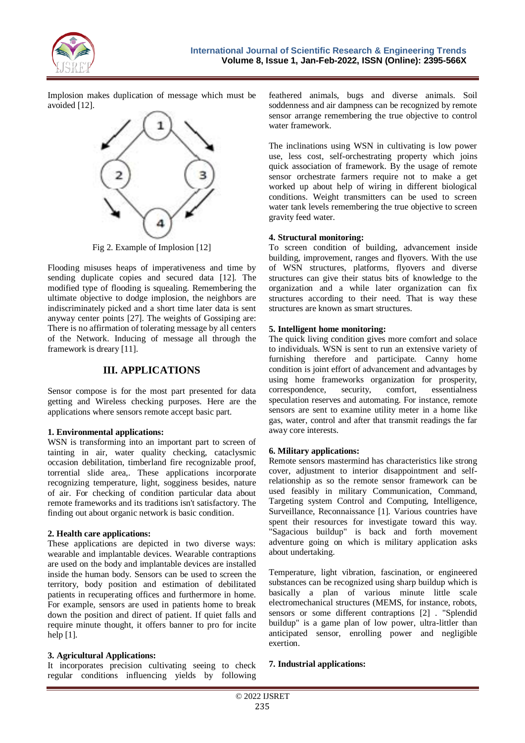Implosion makes duplication of message which must be avoided [12].

Fig 2. Example of Implosion [12]

Flooding misuses heaps of imperativeness and time by sending duplicate copies and secured data [12]. The modified type of flooding is squealing. Remembering the ultimate objective to dodge implosion, the neighbors are indiscriminately picked and a short time later data is sent anyway center points [27]. The weights of Gossiping are: There is no affirmation of tolerating message by all centers of the Network. Inducing of message all through the framework is dreary [11].

## III. APPLICATIONS

Sensor compose is for the most part presented for data getting and Wireless checking purposes. Here are the applications where sensors remote accept basic part.

**1. Environmental applications:**
WSN is transforming into an important part to screen of tainting in air, water quality checking, cataclysmic occasion debilitation, timberland fire recognizable proof, torrential slide area,. These applications incorporate recognizing temperature, light, sogginess besides, nature of air. For checking of condition particular data about remote frameworks and its traditions isn't satisfactory. The finding out about organic network is basic condition.

**2. Health care applications:**
These applications are depicted in two diverse ways: wearable and implantable devices. Wearable contraptions are used on the body and implantable devices are installed inside the human body. Sensors can be used to screen the territory, body position and estimation of debilitated patients in recuperating offices and furthermore in home. For example, sensors are used in patients home to break down the position and direct of patient. If quiet falls and require minute thought, it offers banner to pro for incite help [1].

**3. Agricultural Applications:**
It incorporates precision cultivating seeing to check regular conditions influencing yields by following feathered animals, bugs and diverse animals. Soil soddenness and air dampness can be recognized by remote sensor arrange remembering the true objective to control water framework.

The inclinations using WSN in cultivating is low power use, less cost, self-orchestrating property which joins quick association of framework. By the usage of remote sensor orchestrate farmers require not to make a get worked up about help of wiring in different biological conditions. Weight transmitters can be used to screen water tank levels remembering the true objective to screen gravity feed water.

**4. Structural monitoring:**
To screen condition of building, advancement inside building, improvement, ranges and flyovers. With the use of WSN structures, platforms, flyovers and diverse structures can give their status bits of knowledge to the organization and a while later organization can fix structures according to their need. That is way these structures are known as smart structures.

**5. Intelligent home monitoring:**
The quick living condition gives more comfort and solace to individuals. WSN is sent to run an extensive variety of furnishing therefore and participate. Canny home condition is joint effort of advancement and advantages by using home frameworks organization for prosperity, correspondence, security, comfort, essentialness speculation reserves and automating. For instance, remote sensors are sent to examine utility meter in a home like gas, water, control and after that transmit readings the far away core interests.

**6. Military applications:**
Remote sensors mastermind has characteristics like strong cover, adjustment to interior disappointment and self-relationship as so the remote sensor framework can be used feasibly in military Communication, Command, Targeting system Control and Computing, Intelligence, Surveillance, Reconnaissance [1]. Various countries have spent their resources for investigate toward this way. "Sagacious buildup" is back and forth movement adventure going on which is military application asks about undertaking.

Temperature, light vibration, fascination, or engineered substances can be recognized using sharp buildup which is basically a plan of various minute little scale electromechanical structures (MEMS, for instance, robots, sensors or some different contraptions [2] . "Splendid buildup" is a game plan of low power, ultra-littler than anticipated sensor, enrolling power and negligible exertion.

**7. Industrial applications:**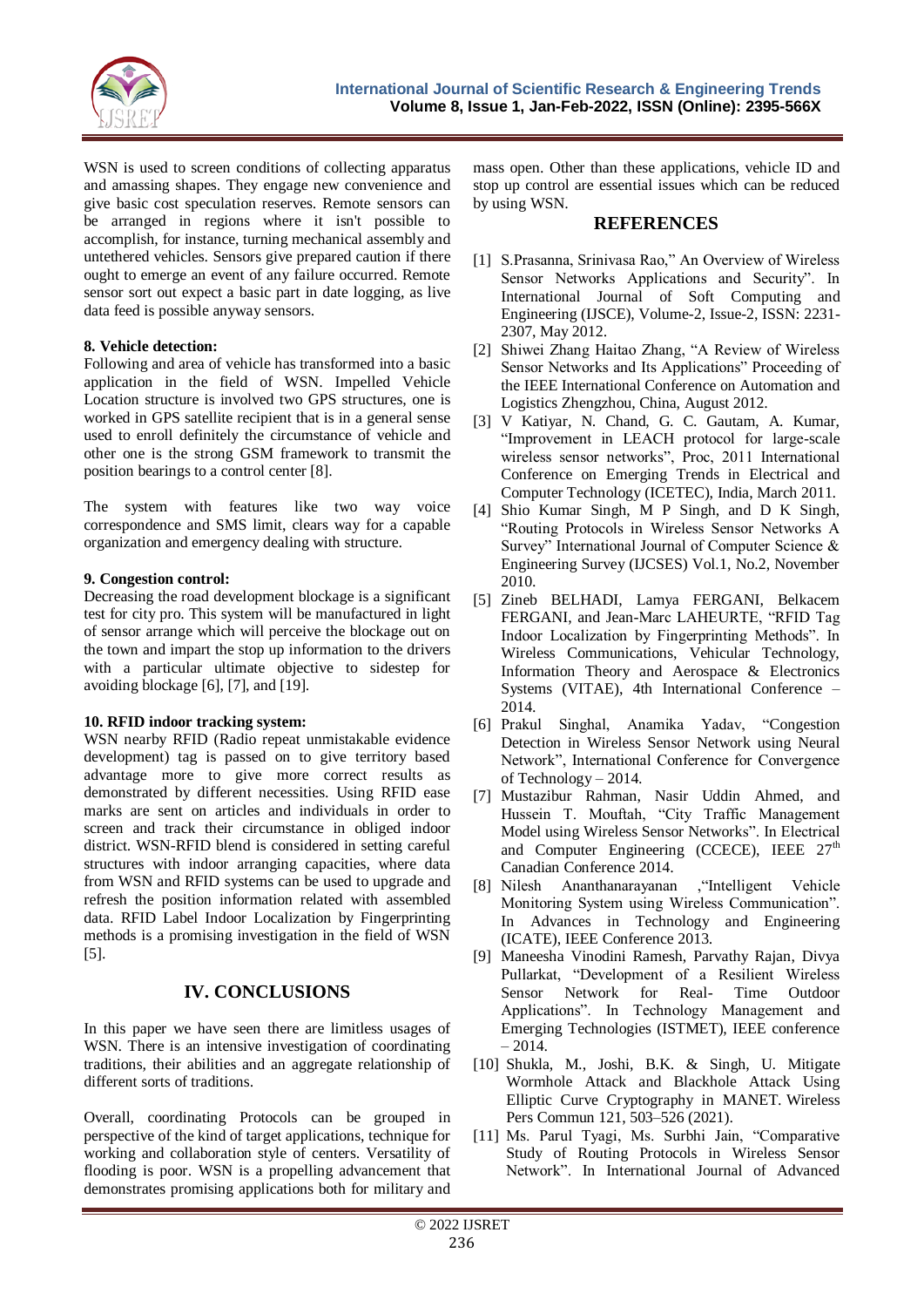WSN is used to screen conditions of collecting apparatus and amassing shapes. They engage new convenience and give basic cost speculation reserves. Remote sensors can be arranged in regions where it isn't possible to accomplish, for instance, turning mechanical assembly and untethered vehicles. Sensors give prepared caution if there ought to emerge an event of any failure occurred. Remote sensor sort out expect a basic part in date logging, as live data feed is possible anyway sensors.

**8. Vehicle detection:**

Following and area of vehicle has transformed into a basic application in the field of WSN. Impelled Vehicle Location structure is involved two GPS structures, one is worked in GPS satellite recipient that is in a general sense used to enroll definitely the circumstance of vehicle and other one is the strong GSM framework to transmit the position bearings to a control center [8].

The system with features like two way voice correspondence and SMS limit, clears way for a capable organization and emergency dealing with structure.

**9. Congestion control:**

Decreasing the road development blockage is a significant test for city pro. This system will be manufactured in light of sensor arrange which will perceive the blockage out on the town and impart the stop up information to the drivers with a particular ultimate objective to sidestep for avoiding blockage [6], [7], and [19].

**10. RFID indoor tracking system:**

WSN nearby RFID (Radio repeat unmistakable evidence development) tag is passed on to give territory based advantage more to give more correct results as demonstrated by different necessities. Using RFID ease marks are sent on articles and individuals in order to screen and track their circumstance in obliged indoor district. WSN-RFID blend is considered in setting careful structures with indoor arranging capacities, where data from WSN and RFID systems can be used to upgrade and refresh the position information related with assembled data. RFID Label Indoor Localization by Fingerprinting methods is a promising investigation in the field of WSN [5].

## IV. CONCLUSIONS

In this paper we have seen there are limitless usages of WSN. There is an intensive investigation of coordinating traditions, their abilities and an aggregate relationship of different sorts of traditions.

Overall, coordinating Protocols can be grouped in perspective of the kind of target applications, technique for working and collaboration style of centers. Versatility of flooding is poor. WSN is a propelling advancement that demonstrates promising applications both for military and mass open. Other than these applications, vehicle ID and stop up control are essential issues which can be reduced by using WSN.

## REFERENCES

[1] S.Prasanna, Srinivasa Rao," An Overview of Wireless Sensor Networks Applications and Security". In International Journal of Soft Computing and Engineering (IJSCE), Volume-2, Issue-2, ISSN: 2231-2307, May 2012.

[2] Shiwei Zhang Haitao Zhang, "A Review of Wireless Sensor Networks and Its Applications" Proceeding of the IEEE International Conference on Automation and Logistics Zhengzhou, China, August 2012.

[3] V Katiyar, N. Chand, G. C. Gautam, A. Kumar, "Improvement in LEACH protocol for large-scale wireless sensor networks", Proc, 2011 International Conference on Emerging Trends in Electrical and Computer Technology (ICETEC), India, March 2011.

[4] Shio Kumar Singh, M P Singh, and D K Singh, "Routing Protocols in Wireless Sensor Networks A Survey" International Journal of Computer Science & Engineering Survey (IJCSES) Vol.1, No.2, November 2010.

[5] Zineb BELHADI, Lamya FERGANI, Belkacem FERGANI, and Jean-Marc LAHEURTE, "RFID Tag Indoor Localization by Fingerprinting Methods". In Wireless Communications, Vehicular Technology, Information Theory and Aerospace & Electronics Systems (VITAE), 4th International Conference – 2014.

[6] Prakul Singhal, Anamika Yadav, "Congestion Detection in Wireless Sensor Network using Neural Network", International Conference for Convergence of Technology – 2014.

[7] Mustazibur Rahman, Nasir Uddin Ahmed, and Hussein T. Mouftah, "City Traffic Management Model using Wireless Sensor Networks". In Electrical and Computer Engineering (CCECE), IEEE 27th Canadian Conference 2014.

[8] Nilesh Ananthanarayanan ,"Intelligent Vehicle Monitoring System using Wireless Communication". In Advances in Technology and Engineering (ICATE), IEEE Conference 2013.

[9] Maneesha Vinodini Ramesh, Parvathy Rajan, Divya Pullarkat, "Development of a Resilient Wireless Sensor Network for Real- Time Outdoor Applications". In Technology Management and Emerging Technologies (ISTMET), IEEE conference – 2014.

[10] Shukla, M., Joshi, B.K. & Singh, U. Mitigate Wormhole Attack and Blackhole Attack Using Elliptic Curve Cryptography in MANET. Wireless Pers Commun 121, 503–526 (2021).

[11] Ms. Parul Tyagi, Ms. Surbhi Jain, "Comparative Study of Routing Protocols in Wireless Sensor Network". In International Journal of Advanced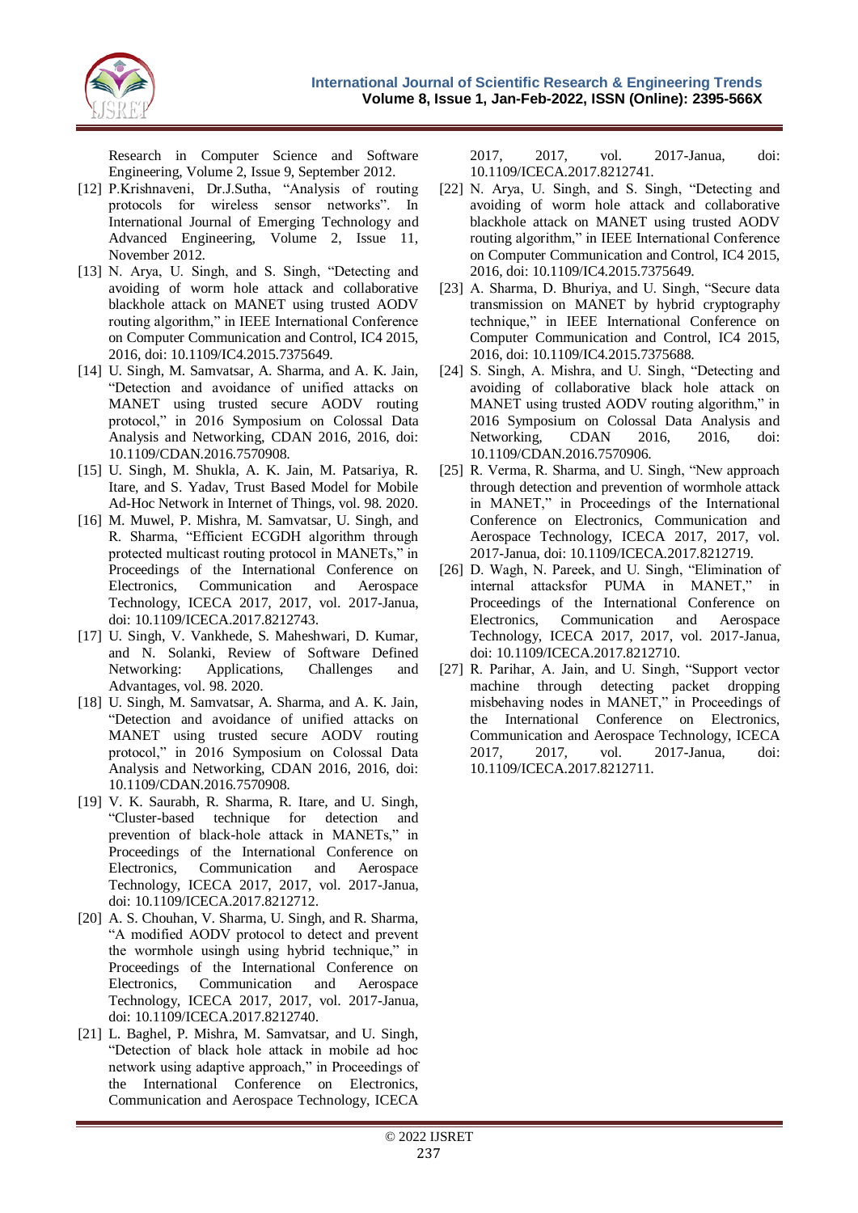Research in Computer Science and Software Engineering, Volume 2, Issue 9, September 2012.

[12] P.Krishnaveni, Dr.J.Sutha, "Analysis of routing protocols for wireless sensor networks". In International Journal of Emerging Technology and Advanced Engineering, Volume 2, Issue 11, November 2012.

[13] N. Arya, U. Singh, and S. Singh, "Detecting and avoiding of worm hole attack and collaborative blackhole attack on MANET using trusted AODV routing algorithm," in IEEE International Conference on Computer Communication and Control, IC4 2015, 2016, doi: 10.1109/IC4.2015.7375649.

[14] U. Singh, M. Samvatsar, A. Sharma, and A. K. Jain, "Detection and avoidance of unified attacks on MANET using trusted secure AODV routing protocol," in 2016 Symposium on Colossal Data Analysis and Networking, CDAN 2016, 2016, doi: 10.1109/CDAN.2016.7570908.

[15] U. Singh, M. Shukla, A. K. Jain, M. Patsariya, R. Itare, and S. Yadav, Trust Based Model for Mobile Ad-Hoc Network in Internet of Things, vol. 98. 2020.

[16] M. Muwel, P. Mishra, M. Samvatsar, U. Singh, and R. Sharma, "Efficient ECGDH algorithm through protected multicast routing protocol in MANETs," in Proceedings of the International Conference on Electronics, Communication and Aerospace Technology, ICECA 2017, 2017, vol. 2017-Janua, doi: 10.1109/ICECA.2017.8212743.

[17] U. Singh, V. Vankhede, S. Maheshwari, D. Kumar, and N. Solanki, Review of Software Defined Networking: Applications, Challenges and Advantages, vol. 98. 2020.

[18] U. Singh, M. Samvatsar, A. Sharma, and A. K. Jain, "Detection and avoidance of unified attacks on MANET using trusted secure AODV routing protocol," in 2016 Symposium on Colossal Data Analysis and Networking, CDAN 2016, 2016, doi: 10.1109/CDAN.2016.7570908.

[19] V. K. Saurabh, R. Sharma, R. Itare, and U. Singh, "Cluster-based technique for detection and prevention of black-hole attack in MANETs," in Proceedings of the International Conference on Electronics, Communication and Aerospace Technology, ICECA 2017, 2017, vol. 2017-Janua, doi: 10.1109/ICECA.2017.8212712.

[20] A. S. Chouhan, V. Sharma, U. Singh, and R. Sharma, "A modified AODV protocol to detect and prevent the wormhole usingh using hybrid technique," in Proceedings of the International Conference on Electronics, Communication and Aerospace Technology, ICECA 2017, 2017, vol. 2017-Janua, doi: 10.1109/ICECA.2017.8212740.

[21] L. Baghel, P. Mishra, M. Samvatsar, and U. Singh, "Detection of black hole attack in mobile ad hoc network using adaptive approach," in Proceedings of the International Conference on Electronics, Communication and Aerospace Technology, ICECA 2017, 2017, vol. 2017-Janua, doi: 10.1109/ICECA.2017.8212741.

[22] N. Arya, U. Singh, and S. Singh, "Detecting and avoiding of worm hole attack and collaborative blackhole attack on MANET using trusted AODV routing algorithm," in IEEE International Conference on Computer Communication and Control, IC4 2015, 2016, doi: 10.1109/IC4.2015.7375649.

[23] A. Sharma, D. Bhuriya, and U. Singh, "Secure data transmission on MANET by hybrid cryptography technique," in IEEE International Conference on Computer Communication and Control, IC4 2015, 2016, doi: 10.1109/IC4.2015.7375688.

[24] S. Singh, A. Mishra, and U. Singh, "Detecting and avoiding of collaborative black hole attack on MANET using trusted AODV routing algorithm," in 2016 Symposium on Colossal Data Analysis and Networking, CDAN 2016, 2016, doi: 10.1109/CDAN.2016.7570906.

[25] R. Verma, R. Sharma, and U. Singh, "New approach through detection and prevention of wormhole attack in MANET," in Proceedings of the International Conference on Electronics, Communication and Aerospace Technology, ICECA 2017, 2017, vol. 2017-Janua, doi: 10.1109/ICECA.2017.8212719.

[26] D. Wagh, N. Pareek, and U. Singh, "Elimination of internal attacksfor PUMA in MANET," in Proceedings of the International Conference on Electronics, Communication and Aerospace Technology, ICECA 2017, 2017, vol. 2017-Janua, doi: 10.1109/ICECA.2017.8212710.

[27] R. Parihar, A. Jain, and U. Singh, "Support vector machine through detecting packet dropping misbehaving nodes in MANET," in Proceedings of the International Conference on Electronics, Communication and Aerospace Technology, ICECA 2017, 2017, vol. 2017-Janua, doi: 10.1109/ICECA.2017.8212711.